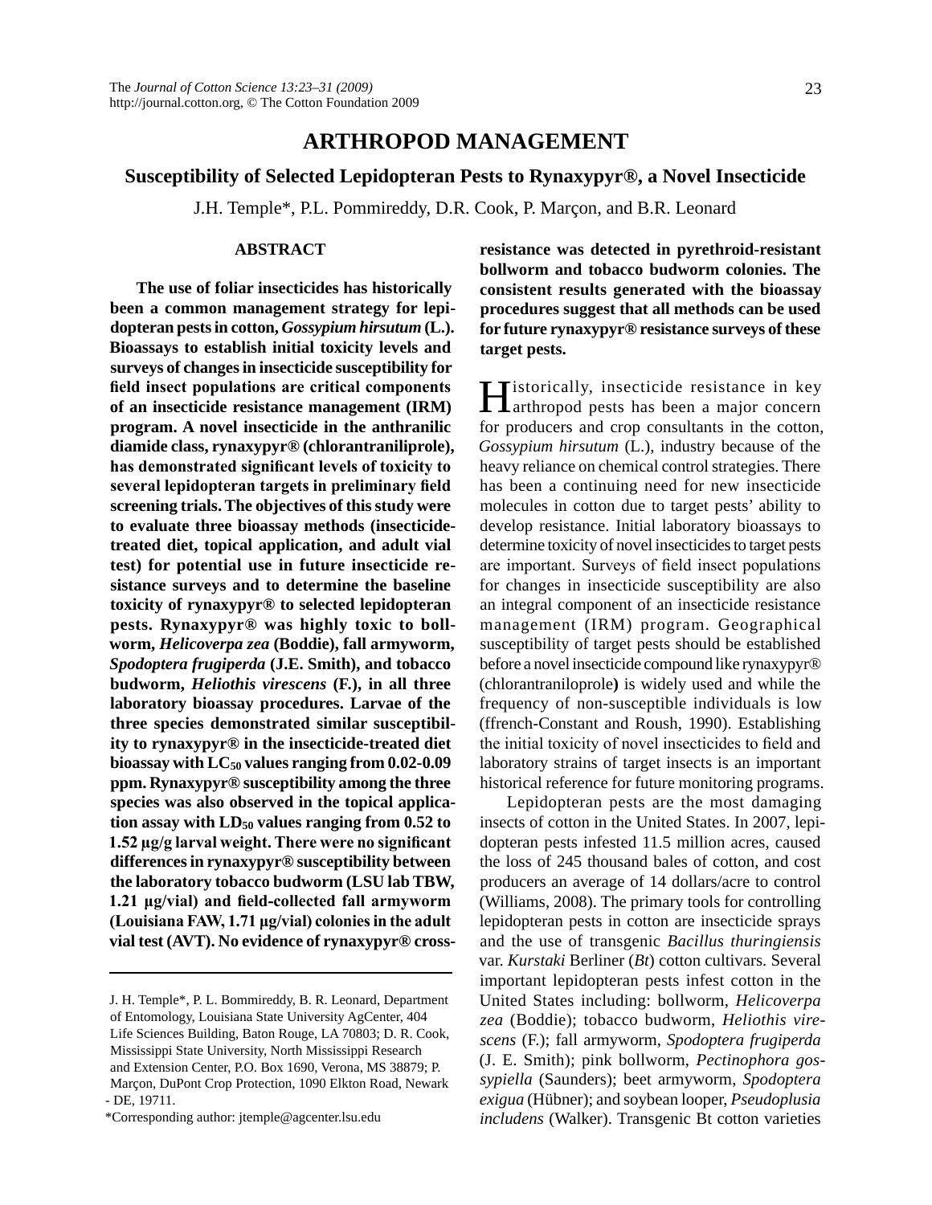# ARTHROPOD MANAGEMENT

## Susceptibility of Selected Lepidopteran Pests to Rynaxypyr®, a Novel Insecticide

J.H. Temple*, P.L. Pommireddy, D.R. Cook, P. Marçon, and B.R. Leonard

### ABSTRACT

**The use of foliar insecticides has historically been a common management strategy for lepidopteran pests in cotton, *Gossypium hirsutum* (L.). Bioassays to establish initial toxicity levels and surveys of changes in insecticide susceptibility for field insect populations are critical components of an insecticide resistance management (IRM) program. A novel insecticide in the anthranilic diamide class, rynaxypyr® (chlorantraniliprole), has demonstrated significant levels of toxicity to several lepidopteran targets in preliminary field screening trials. The objectives of this study were to evaluate three bioassay methods (insecticide-treated diet, topical application, and adult vial test) for potential use in future insecticide resistance surveys and to determine the baseline toxicity of rynaxypyr® to selected lepidopteran pests. Rynaxypyr® was highly toxic to bollworm, *Helicoverpa zea* (Boddie), fall armyworm, *Spodoptera frugiperda* (J.E. Smith), and tobacco budworm, *Heliothis virescens* (F.), in all three laboratory bioassay procedures. Larvae of the three species demonstrated similar susceptibility to rynaxypyr® in the insecticide-treated diet bioassay with $LC_{50}$ values ranging from 0.02-0.09 ppm. Rynaxypyr® susceptibility among the three species was also observed in the topical application assay with $LD_{50}$ values ranging from 0.52 to 1.52 µg/g larval weight. There were no significant differences in rynaxypyr® susceptibility between the laboratory tobacco budworm (LSU lab TBW, 1.21 µg/vial) and field-collected fall armyworm (Louisiana FAW, 1.71 µg/vial) colonies in the adult vial test (AVT). No evidence of rynaxypyr® cross-resistance was detected in pyrethroid-resistant bollworm and tobacco budworm colonies. The consistent results generated with the bioassay procedures suggest that all methods can be used for future rynaxypyr® resistance surveys of these target pests.**

Historically, insecticide resistance in key arthropod pests has been a major concern for producers and crop consultants in the cotton, *Gossypium hirsutum* (L.), industry because of the heavy reliance on chemical control strategies. There has been a continuing need for new insecticide molecules in cotton due to target pests' ability to develop resistance. Initial laboratory bioassays to determine toxicity of novel insecticides to target pests are important. Surveys of field insect populations for changes in insecticide susceptibility are also an integral component of an insecticide resistance management (IRM) program. Geographical susceptibility of target pests should be established before a novel insecticide compound like rynaxypyr® (chlorantraniloprole**)** is widely used and while the frequency of non-susceptible individuals is low (ffrench-Constant and Roush, 1990). Establishing the initial toxicity of novel insecticides to field and laboratory strains of target insects is an important historical reference for future monitoring programs.

Lepidopteran pests are the most damaging insects of cotton in the United States. In 2007, lepidopteran pests infested 11.5 million acres, caused the loss of 245 thousand bales of cotton, and cost producers an average of 14 dollars/acre to control (Williams, 2008). The primary tools for controlling lepidopteran pests in cotton are insecticide sprays and the use of transgenic *Bacillus thuringiensis* var. *Kurstaki* Berliner (*Bt*) cotton cultivars. Several important lepidopteran pests infest cotton in the United States including: bollworm, *Helicoverpa zea* (Boddie); tobacco budworm, *Heliothis virescens* (F.); fall armyworm, *Spodoptera frugiperda* (J. E. Smith); pink bollworm, *Pectinophora gossypiella* (Saunders); beet armyworm, *Spodoptera exigua* (Hübner); and soybean looper, *Pseudoplusia includens* (Walker). Transgenic Bt cotton varieties

---

J. H. Temple*, P. L. Bommireddy, B. R. Leonard, Department of Entomology, Louisiana State University AgCenter, 404 Life Sciences Building, Baton Rouge, LA 70803; D. R. Cook, Mississippi State University, North Mississippi Research and Extension Center, P.O. Box 1690, Verona, MS 38879; P. Marçon, DuPont Crop Protection, 1090 Elkton Road, Newark - DE, 19711.

*Corresponding author: jtemple@agcenter.lsu.edu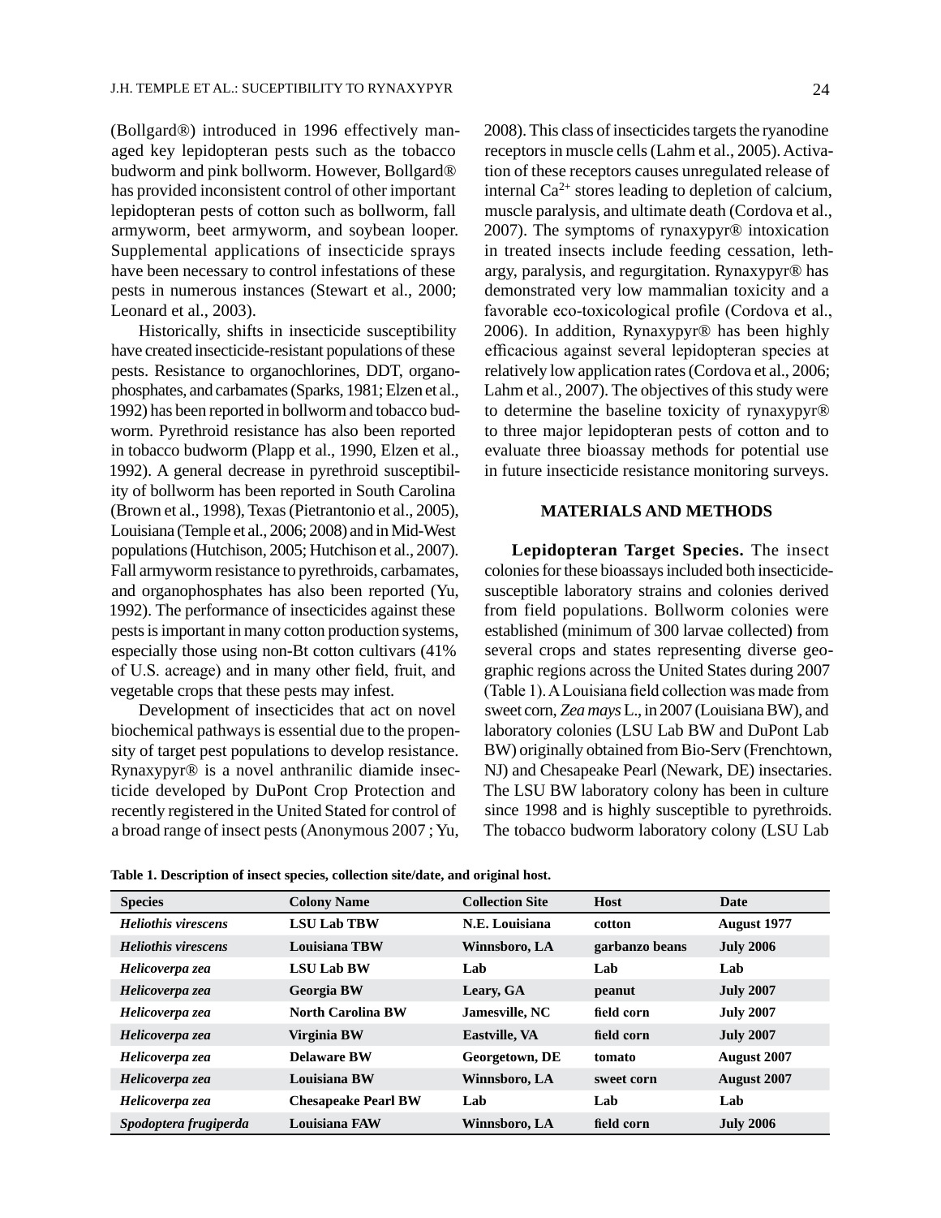(Bollgard®) introduced in 1996 effectively managed key lepidopteran pests such as the tobacco budworm and pink bollworm. However, Bollgard® has provided inconsistent control of other important lepidopteran pests of cotton such as bollworm, fall armyworm, beet armyworm, and soybean looper. Supplemental applications of insecticide sprays have been necessary to control infestations of these pests in numerous instances (Stewart et al., 2000; Leonard et al., 2003).

Historically, shifts in insecticide susceptibility have created insecticide-resistant populations of these pests. Resistance to organochlorines, DDT, organophosphates, and carbamates (Sparks, 1981; Elzen et al., 1992) has been reported in bollworm and tobacco budworm. Pyrethroid resistance has also been reported in tobacco budworm (Plapp et al., 1990, Elzen et al., 1992). A general decrease in pyrethroid susceptibility of bollworm has been reported in South Carolina (Brown et al., 1998), Texas (Pietrantonio et al., 2005), Louisiana (Temple et al., 2006; 2008) and in Mid-West populations (Hutchison, 2005; Hutchison et al., 2007). Fall armyworm resistance to pyrethroids, carbamates, and organophosphates has also been reported (Yu, 1992). The performance of insecticides against these pests is important in many cotton production systems, especially those using non-Bt cotton cultivars (41% of U.S. acreage) and in many other field, fruit, and vegetable crops that these pests may infest.

Development of insecticides that act on novel biochemical pathways is essential due to the propensity of target pest populations to develop resistance. Rynaxypyr® is a novel anthranilic diamide insecticide developed by DuPont Crop Protection and recently registered in the United Stated for control of a broad range of insect pests (Anonymous 2007 ; Yu, 2008). This class of insecticides targets the ryanodine receptors in muscle cells (Lahm et al., 2005). Activation of these receptors causes unregulated release of internal $Ca^{2+}$ stores leading to depletion of calcium, muscle paralysis, and ultimate death (Cordova et al., 2007). The symptoms of rynaxypyr® intoxication in treated insects include feeding cessation, lethargy, paralysis, and regurgitation. Rynaxypyr® has demonstrated very low mammalian toxicity and a favorable eco-toxicological profile (Cordova et al., 2006). In addition, Rynaxypyr® has been highly efficacious against several lepidopteran species at relatively low application rates (Cordova et al., 2006; Lahm et al., 2007). The objectives of this study were to determine the baseline toxicity of rynaxypyr® to three major lepidopteran pests of cotton and to evaluate three bioassay methods for potential use in future insecticide resistance monitoring surveys.

## MATERIALS AND METHODS

**Lepidopteran Target Species.** The insect colonies for these bioassays included both insecticide-susceptible laboratory strains and colonies derived from field populations. Bollworm colonies were established (minimum of 300 larvae collected) from several crops and states representing diverse geographic regions across the United States during 2007 (Table 1). A Louisiana field collection was made from sweet corn, *Zea mays* L., in 2007 (Louisiana BW), and laboratory colonies (LSU Lab BW and DuPont Lab BW) originally obtained from Bio-Serv (Frenchtown, NJ) and Chesapeake Pearl (Newark, DE) insectaries. The LSU BW laboratory colony has been in culture since 1998 and is highly susceptible to pyrethroids. The tobacco budworm laboratory colony (LSU Lab

**Table 1. Description of insect species, collection site/date, and original host.**

| Species | Colony Name | Collection Site | Host | Date |
|---|---|---|---|---|
| *Heliothis virescens* | LSU Lab TBW | N.E. Louisiana | cotton | August 1977 |
| *Heliothis virescens* | Louisiana TBW | Winnsboro, LA | garbanzo beans | July 2006 |
| *Helicoverpa zea* | LSU Lab BW | Lab | Lab | Lab |
| *Helicoverpa zea* | Georgia BW | Leary, GA | peanut | July 2007 |
| *Helicoverpa zea* | North Carolina BW | Jamesville, NC | field corn | July 2007 |
| *Helicoverpa zea* | Virginia BW | Eastville, VA | field corn | July 2007 |
| *Helicoverpa zea* | Delaware BW | Georgetown, DE | tomato | August 2007 |
| *Helicoverpa zea* | Louisiana BW | Winnsboro, LA | sweet corn | August 2007 |
| *Helicoverpa zea* | Chesapeake Pearl BW | Lab | Lab | Lab |
| *Spodoptera frugiperda* | Louisiana FAW | Winnsboro, LA | field corn | July 2006 |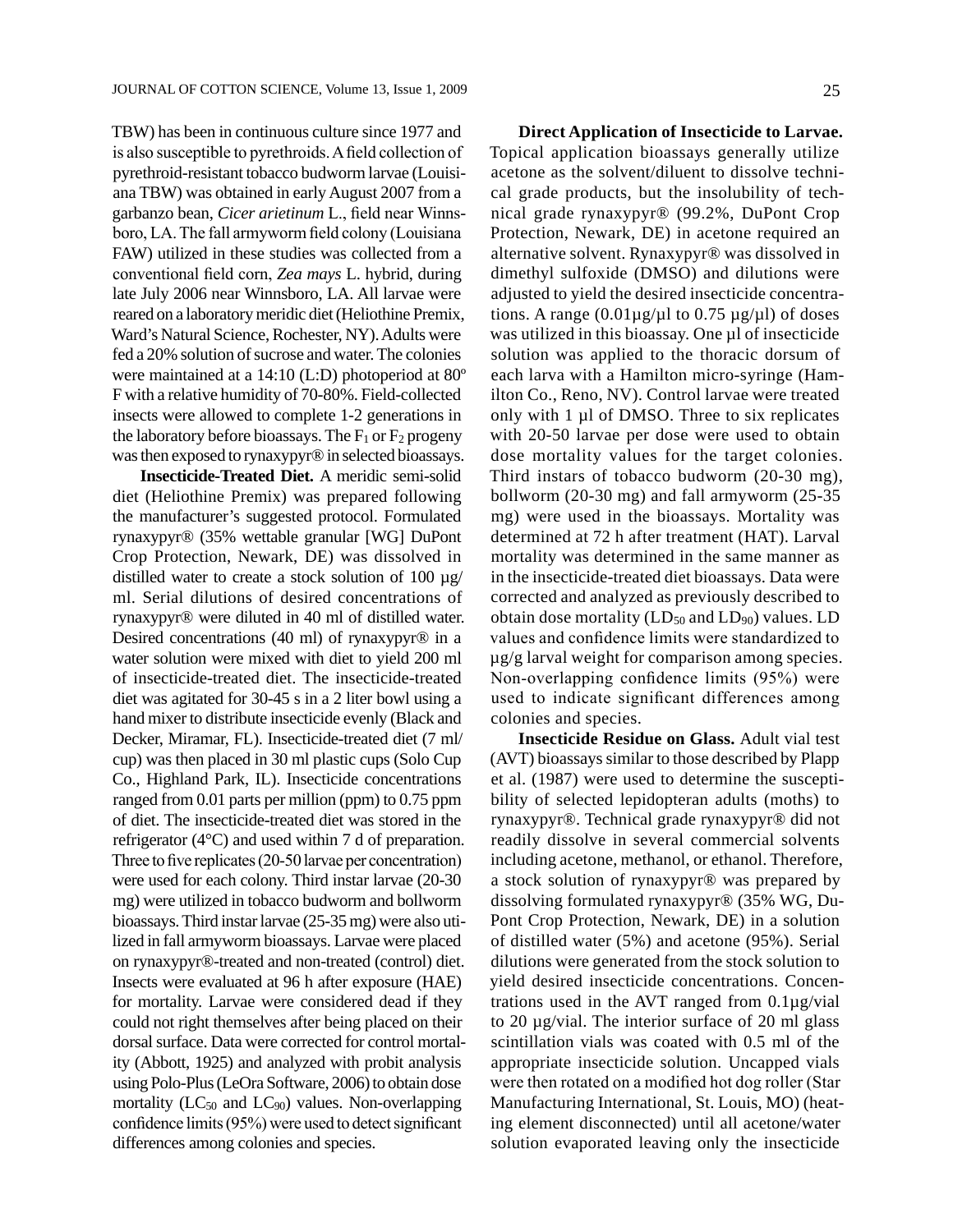TBW) has been in continuous culture since 1977 and is also susceptible to pyrethroids. A field collection of pyrethroid-resistant tobacco budworm larvae (Louisiana TBW) was obtained in early August 2007 from a garbanzo bean, *Cicer arietinum* L., field near Winnsboro, LA. The fall armyworm field colony (Louisiana FAW) utilized in these studies was collected from a conventional field corn, *Zea mays* L. hybrid, during late July 2006 near Winnsboro, LA. All larvae were reared on a laboratory meridic diet (Heliothine Premix, Ward's Natural Science, Rochester, NY). Adults were fed a 20% solution of sucrose and water. The colonies were maintained at a 14:10 (L:D) photoperiod at 80º F with a relative humidity of 70-80%. Field-collected insects were allowed to complete 1-2 generations in the laboratory before bioassays. The $F_1$ or $F_2$ progeny was then exposed to rynaxypyr® in selected bioassays.

**Insecticide-Treated Diet.** A meridic semi-solid diet (Heliothine Premix) was prepared following the manufacturer's suggested protocol. Formulated rynaxypyr® (35% wettable granular [WG] DuPont Crop Protection, Newark, DE) was dissolved in distilled water to create a stock solution of 100 µg/ml. Serial dilutions of desired concentrations of rynaxypyr® were diluted in 40 ml of distilled water. Desired concentrations (40 ml) of rynaxypyr® in a water solution were mixed with diet to yield 200 ml of insecticide-treated diet. The insecticide-treated diet was agitated for 30-45 s in a 2 liter bowl using a hand mixer to distribute insecticide evenly (Black and Decker, Miramar, FL). Insecticide-treated diet (7 ml/cup) was then placed in 30 ml plastic cups (Solo Cup Co., Highland Park, IL). Insecticide concentrations ranged from 0.01 parts per million (ppm) to 0.75 ppm of diet. The insecticide-treated diet was stored in the refrigerator (4°C) and used within 7 d of preparation. Three to five replicates (20-50 larvae per concentration) were used for each colony. Third instar larvae (20-30 mg) were utilized in tobacco budworm and bollworm bioassays. Third instar larvae (25-35 mg) were also utilized in fall armyworm bioassays. Larvae were placed on rynaxypyr®-treated and non-treated (control) diet. Insects were evaluated at 96 h after exposure (HAE) for mortality. Larvae were considered dead if they could not right themselves after being placed on their dorsal surface. Data were corrected for control mortality (Abbott, 1925) and analyzed with probit analysis using Polo-Plus (LeOra Software, 2006) to obtain dose mortality ($LC_{50}$ and $LC_{90}$) values. Non-overlapping confidence limits (95%) were used to detect significant differences among colonies and species.

**Direct Application of Insecticide to Larvae.** Topical application bioassays generally utilize acetone as the solvent/diluent to dissolve technical grade products, but the insolubility of technical grade rynaxypyr® (99.2%, DuPont Crop Protection, Newark, DE) in acetone required an alternative solvent. Rynaxypyr® was dissolved in dimethyl sulfoxide (DMSO) and dilutions were adjusted to yield the desired insecticide concentrations. A range (0.01µg/µl to 0.75 µg/µl) of doses was utilized in this bioassay. One µl of insecticide solution was applied to the thoracic dorsum of each larva with a Hamilton micro-syringe (Hamilton Co., Reno, NV). Control larvae were treated only with 1 µl of DMSO. Three to six replicates with 20-50 larvae per dose were used to obtain dose mortality values for the target colonies. Third instars of tobacco budworm (20-30 mg), bollworm (20-30 mg) and fall armyworm (25-35 mg) were used in the bioassays. Mortality was determined at 72 h after treatment (HAT). Larval mortality was determined in the same manner as in the insecticide-treated diet bioassays. Data were corrected and analyzed as previously described to obtain dose mortality ($LD_{50}$ and $LD_{90}$) values. LD values and confidence limits were standardized to µg/g larval weight for comparison among species. Non-overlapping confidence limits (95%) were used to indicate significant differences among colonies and species.

**Insecticide Residue on Glass.** Adult vial test (AVT) bioassays similar to those described by Plapp et al. (1987) were used to determine the susceptibility of selected lepidopteran adults (moths) to rynaxypyr®. Technical grade rynaxypyr® did not readily dissolve in several commercial solvents including acetone, methanol, or ethanol. Therefore, a stock solution of rynaxypyr® was prepared by dissolving formulated rynaxypyr® (35% WG, DuPont Crop Protection, Newark, DE) in a solution of distilled water (5%) and acetone (95%). Serial dilutions were generated from the stock solution to yield desired insecticide concentrations. Concentrations used in the AVT ranged from 0.1µg/vial to 20 µg/vial. The interior surface of 20 ml glass scintillation vials was coated with 0.5 ml of the appropriate insecticide solution. Uncapped vials were then rotated on a modified hot dog roller (Star Manufacturing International, St. Louis, MO) (heating element disconnected) until all acetone/water solution evaporated leaving only the insecticide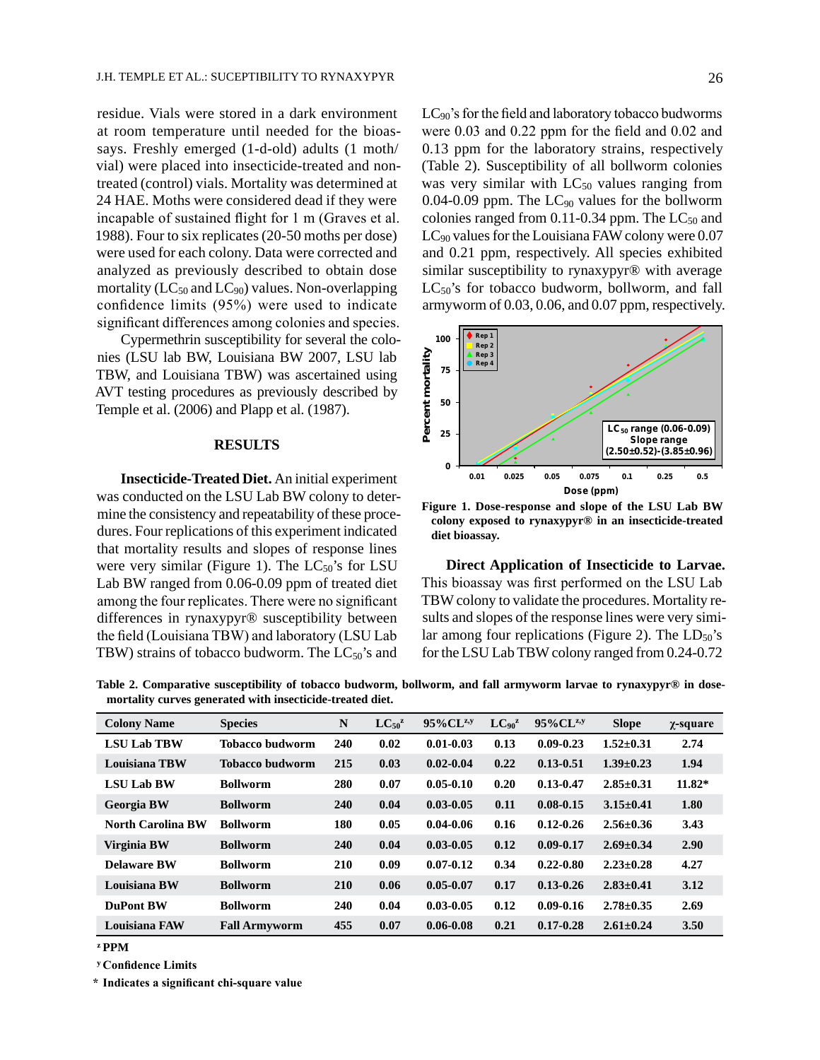residue. Vials were stored in a dark environment at room temperature until needed for the bioassays. Freshly emerged (1-d-old) adults (1 moth/vial) were placed into insecticide-treated and non-treated (control) vials. Mortality was determined at 24 HAE. Moths were considered dead if they were incapable of sustained flight for 1 m (Graves et al. 1988). Four to six replicates (20-50 moths per dose) were used for each colony. Data were corrected and analyzed as previously described to obtain dose mortality ($LC_{50}$ and $LC_{90}$) values. Non-overlapping confidence limits (95%) were used to indicate significant differences among colonies and species.

Cypermethrin susceptibility for several the colonies (LSU lab BW, Louisiana BW 2007, LSU lab TBW, and Louisiana TBW) was ascertained using AVT testing procedures as previously described by Temple et al. (2006) and Plapp et al. (1987).

## RESULTS

**Insecticide-Treated Diet.** An initial experiment was conducted on the LSU Lab BW colony to determine the consistency and repeatability of these procedures. Four replications of this experiment indicated that mortality results and slopes of response lines were very similar (Figure 1). The $LC_{50}$'s for LSU Lab BW ranged from 0.06-0.09 ppm of treated diet among the four replicates. There were no significant differences in rynaxypyr® susceptibility between the field (Louisiana TBW) and laboratory (LSU Lab TBW) strains of tobacco budworm. The $LC_{50}$'s and $LC_{90}$'s for the field and laboratory tobacco budworms were 0.03 and 0.22 ppm for the field and 0.02 and 0.13 ppm for the laboratory strains, respectively (Table 2). Susceptibility of all bollworm colonies was very similar with $LC_{50}$ values ranging from 0.04-0.09 ppm. The $LC_{90}$ values for the bollworm colonies ranged from 0.11-0.34 ppm. The $LC_{50}$ and $LC_{90}$ values for the Louisiana FAW colony were 0.07 and 0.21 ppm, respectively. All species exhibited similar susceptibility to rynaxypyr® with average $LC_{50}$'s for tobacco budworm, bollworm, and fall armyworm of 0.03, 0.06, and 0.07 ppm, respectively.

**Figure 1. Dose-response and slope of the LSU Lab BW colony exposed to rynaxypyr® in an insecticide-treated diet bioassay.**

**Direct Application of Insecticide to Larvae.** This bioassay was first performed on the LSU Lab TBW colony to validate the procedures. Mortality results and slopes of the response lines were very similar among four replications (Figure 2). The $LD_{50}$'s for the LSU Lab TBW colony ranged from 0.24-0.72

**Table 2. Comparative susceptibility of tobacco budworm, bollworm, and fall armyworm larvae to rynaxypyr® in dose-mortality curves generated with insecticide-treated diet.**

| Colony Name | Species | N | $LC_{50}$[z] | 95%CL[z,y] | $LC_{90}$[z] | 95%CL[z,y] | Slope | χ-square |
|---|---|---|---|---|---|---|---|---|
| LSU Lab TBW | Tobacco budworm | 240 | 0.02 | 0.01-0.03 | 0.13 | 0.09-0.23 | 1.52±0.31 | 2.74 |
| Louisiana TBW | Tobacco budworm | 215 | 0.03 | 0.02-0.04 | 0.22 | 0.13-0.51 | 1.39±0.23 | 1.94 |
| LSU Lab BW | Bollworm | 280 | 0.07 | 0.05-0.10 | 0.20 | 0.13-0.47 | 2.85±0.31 | 11.82* |
| Georgia BW | Bollworm | 240 | 0.04 | 0.03-0.05 | 0.11 | 0.08-0.15 | 3.15±0.41 | 1.80 |
| North Carolina BW | Bollworm | 180 | 0.05 | 0.04-0.06 | 0.16 | 0.12-0.26 | 2.56±0.36 | 3.43 |
| Virginia BW | Bollworm | 240 | 0.04 | 0.03-0.05 | 0.12 | 0.09-0.17 | 2.69±0.34 | 2.90 |
| Delaware BW | Bollworm | 210 | 0.09 | 0.07-0.12 | 0.34 | 0.22-0.80 | 2.23±0.28 | 4.27 |
| Louisiana BW | Bollworm | 210 | 0.06 | 0.05-0.07 | 0.17 | 0.13-0.26 | 2.83±0.41 | 3.12 |
| DuPont BW | Bollworm | 240 | 0.04 | 0.03-0.05 | 0.12 | 0.09-0.16 | 2.78±0.35 | 2.69 |
| Louisiana FAW | Fall Armyworm | 455 | 0.07 | 0.06-0.08 | 0.21 | 0.17-0.28 | 2.61±0.24 | 3.50 |

[z] PPM

[y] Confidence Limits

\* Indicates a significant chi-square value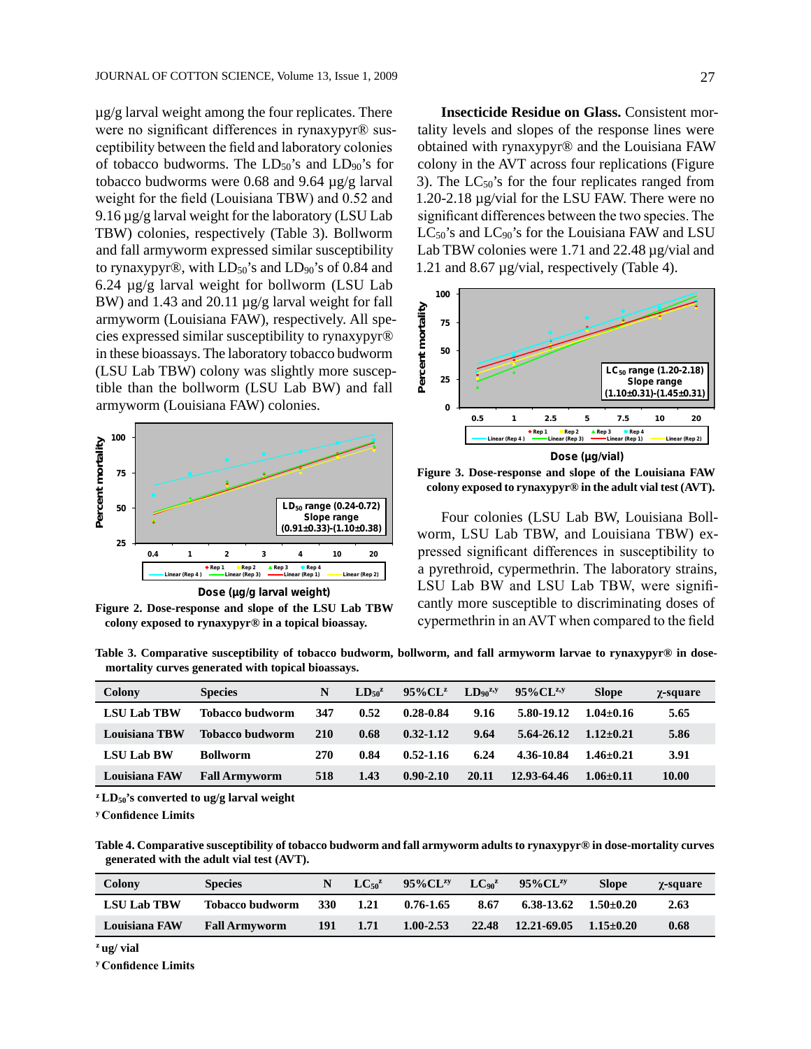µg/g larval weight among the four replicates. There were no significant differences in rynaxypyr® susceptibility between the field and laboratory colonies of tobacco budworms. The $LD_{50}$'s and $LD_{90}$'s for tobacco budworms were 0.68 and 9.64 µg/g larval weight for the field (Louisiana TBW) and 0.52 and 9.16 µg/g larval weight for the laboratory (LSU Lab TBW) colonies, respectively (Table 3). Bollworm and fall armyworm expressed similar susceptibility to rynaxypyr®, with $LD_{50}$'s and $LD_{90}$'s of 0.84 and 6.24 µg/g larval weight for bollworm (LSU Lab BW) and 1.43 and 20.11 µg/g larval weight for fall armyworm (Louisiana FAW), respectively. All species expressed similar susceptibility to rynaxypyr® in these bioassays. The laboratory tobacco budworm (LSU Lab TBW) colony was slightly more susceptible than the bollworm (LSU Lab BW) and fall armyworm (Louisiana FAW) colonies.

**Figure 2. Dose-response and slope of the LSU Lab TBW colony exposed to rynaxypyr® in a topical bioassay.**

**Insecticide Residue on Glass.** Consistent mortality levels and slopes of the response lines were obtained with rynaxypyr® and the Louisiana FAW colony in the AVT across four replications (Figure 3). The $LC_{50}$'s for the four replicates ranged from 1.20-2.18 µg/vial for the LSU FAW. There were no significant differences between the two species. The $LC_{50}$'s and $LC_{90}$'s for the Louisiana FAW and LSU Lab TBW colonies were 1.71 and 22.48 µg/vial and 1.21 and 8.67 µg/vial, respectively (Table 4).

**Figure 3. Dose-response and slope of the Louisiana FAW colony exposed to rynaxypyr® in the adult vial test (AVT).**

Four colonies (LSU Lab BW, Louisiana Bollworm, LSU Lab TBW, and Louisiana TBW) expressed significant differences in susceptibility to a pyrethroid, cypermethrin. The laboratory strains, LSU Lab BW and LSU Lab TBW, were significantly more susceptible to discriminating doses of cypermethrin in an AVT when compared to the field

**Table 3. Comparative susceptibility of tobacco budworm, bollworm, and fall armyworm larvae to rynaxypyr® in dose-mortality curves generated with topical bioassays.**

| Colony | Species | N | $LD_{50}$[z] | 95%CL[z] | $LD_{90}$[z,y] | 95%CL[z,y] | Slope | χ-square |
|---|---|---|---|---|---|---|---|---|
| LSU Lab TBW | Tobacco budworm | 347 | 0.52 | 0.28-0.84 | 9.16 | 5.80-19.12 | 1.04±0.16 | 5.65 |
| Louisiana TBW | Tobacco budworm | 210 | 0.68 | 0.32-1.12 | 9.64 | 5.64-26.12 | 1.12±0.21 | 5.86 |
| LSU Lab BW | Bollworm | 270 | 0.84 | 0.52-1.16 | 6.24 | 4.36-10.84 | 1.46±0.21 | 3.91 |
| Louisiana FAW | Fall Armyworm | 518 | 1.43 | 0.90-2.10 | 20.11 | 12.93-64.46 | 1.06±0.11 | 10.00 |

[z] $LD_{50}$'s converted to ug/g larval weight

[y] Confidence Limits

**Table 4. Comparative susceptibility of tobacco budworm and fall armyworm adults to rynaxypyr® in dose-mortality curves generated with the adult vial test (AVT).**

| Colony | Species | N | $LC_{50}$[z] | 95%CL[zy] | $LC_{90}$[z] | 95%CL[zy] | Slope | χ-square |
|---|---|---|---|---|---|---|---|---|
| LSU Lab TBW | Tobacco budworm | 330 | 1.21 | 0.76-1.65 | 8.67 | 6.38-13.62 | 1.50±0.20 | 2.63 |
| Louisiana FAW | Fall Armyworm | 191 | 1.71 | 1.00-2.53 | 22.48 | 12.21-69.05 | 1.15±0.20 | 0.68 |

[z] ug/ vial

[y] Confidence Limits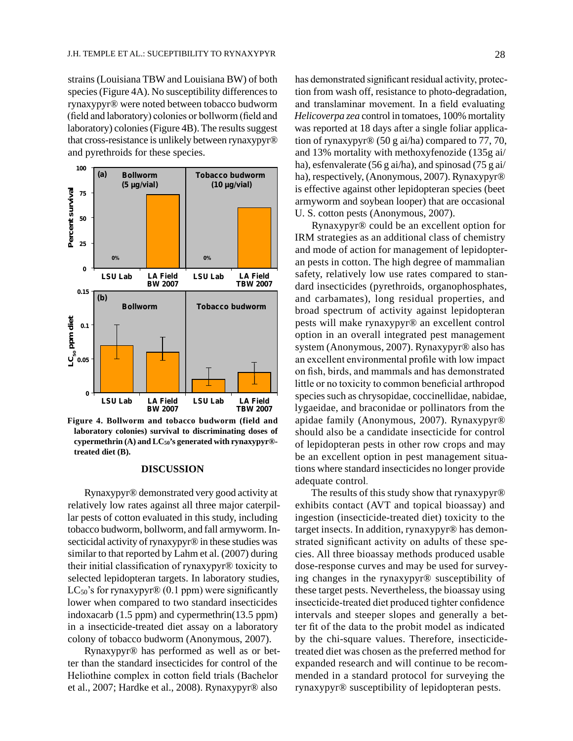strains (Louisiana TBW and Louisiana BW) of both species (Figure 4A). No susceptibility differences to rynaxypyr® were noted between tobacco budworm (field and laboratory) colonies or bollworm (field and laboratory) colonies (Figure 4B). The results suggest that cross-resistance is unlikely between rynaxypyr® and pyrethroids for these species.

**Figure 4. Bollworm and tobacco budworm (field and laboratory colonies) survival to discriminating doses of cypermethrin (A) and $LC_{50}$'s generated with rynaxypyr®-treated diet (B).**

## DISCUSSION

Rynaxypyr® demonstrated very good activity at relatively low rates against all three major caterpillar pests of cotton evaluated in this study, including tobacco budworm, bollworm, and fall armyworm. Insecticidal activity of rynaxypyr® in these studies was similar to that reported by Lahm et al. (2007) during their initial classification of rynaxypyr® toxicity to selected lepidopteran targets. In laboratory studies, $LC_{50}$'s for rynaxypyr® (0.1 ppm) were significantly lower when compared to two standard insecticides indoxacarb (1.5 ppm) and cypermethrin(13.5 ppm) in a insecticide-treated diet assay on a laboratory colony of tobacco budworm (Anonymous, 2007).

Rynaxypyr® has performed as well as or better than the standard insecticides for control of the Heliothine complex in cotton field trials (Bachelor et al., 2007; Hardke et al., 2008). Rynaxypyr® also has demonstrated significant residual activity, protection from wash off, resistance to photo-degradation, and translaminar movement. In a field evaluating *Helicoverpa zea* control in tomatoes, 100% mortality was reported at 18 days after a single foliar application of rynaxypyr® (50 g ai/ha) compared to 77, 70, and 13% mortality with methoxyfenozide (135g ai/ha), esfenvalerate (56 g ai/ha), and spinosad (75 g ai/ha), respectively, (Anonymous, 2007). Rynaxypyr® is effective against other lepidopteran species (beet armyworm and soybean looper) that are occasional U. S. cotton pests (Anonymous, 2007).

Rynaxypyr® could be an excellent option for IRM strategies as an additional class of chemistry and mode of action for management of lepidopteran pests in cotton. The high degree of mammalian safety, relatively low use rates compared to standard insecticides (pyrethroids, organophosphates, and carbamates), long residual properties, and broad spectrum of activity against lepidopteran pests will make rynaxypyr® an excellent control option in an overall integrated pest management system (Anonymous, 2007). Rynaxypyr® also has an excellent environmental profile with low impact on fish, birds, and mammals and has demonstrated little or no toxicity to common beneficial arthropod species such as chrysopidae, coccinellidae, nabidae, lygaeidae, and braconidae or pollinators from the apidae family (Anonymous, 2007). Rynaxypyr® should also be a candidate insecticide for control of lepidopteran pests in other row crops and may be an excellent option in pest management situations where standard insecticides no longer provide adequate control.

The results of this study show that rynaxypyr® exhibits contact (AVT and topical bioassay) and ingestion (insecticide-treated diet) toxicity to the target insects. In addition, rynaxypyr® has demonstrated significant activity on adults of these species. All three bioassay methods produced usable dose-response curves and may be used for surveying changes in the rynaxypyr® susceptibility of these target pests. Nevertheless, the bioassay using insecticide-treated diet produced tighter confidence intervals and steeper slopes and generally a better fit of the data to the probit model as indicated by the chi-square values. Therefore, insecticide-treated diet was chosen as the preferred method for expanded research and will continue to be recommended in a standard protocol for surveying the rynaxypyr® susceptibility of lepidopteran pests.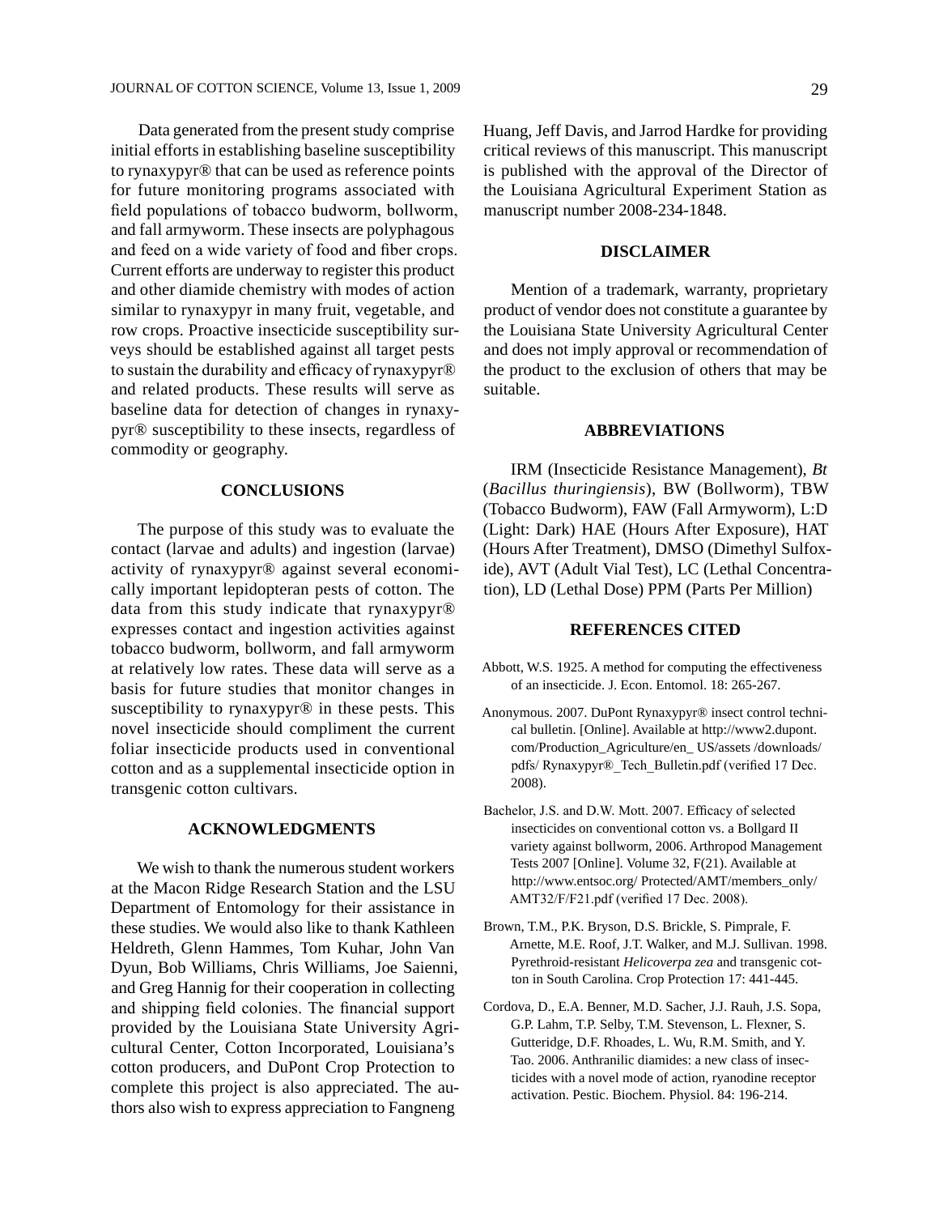Data generated from the present study comprise initial efforts in establishing baseline susceptibility to rynaxypyr® that can be used as reference points for future monitoring programs associated with field populations of tobacco budworm, bollworm, and fall armyworm. These insects are polyphagous and feed on a wide variety of food and fiber crops. Current efforts are underway to register this product and other diamide chemistry with modes of action similar to rynaxypyr in many fruit, vegetable, and row crops. Proactive insecticide susceptibility surveys should be established against all target pests to sustain the durability and efficacy of rynaxypyr® and related products. These results will serve as baseline data for detection of changes in rynaxypyr® susceptibility to these insects, regardless of commodity or geography.

## CONCLUSIONS

The purpose of this study was to evaluate the contact (larvae and adults) and ingestion (larvae) activity of rynaxypyr® against several economically important lepidopteran pests of cotton. The data from this study indicate that rynaxypyr® expresses contact and ingestion activities against tobacco budworm, bollworm, and fall armyworm at relatively low rates. These data will serve as a basis for future studies that monitor changes in susceptibility to rynaxypyr® in these pests. This novel insecticide should compliment the current foliar insecticide products used in conventional cotton and as a supplemental insecticide option in transgenic cotton cultivars.

## ACKNOWLEDGMENTS

We wish to thank the numerous student workers at the Macon Ridge Research Station and the LSU Department of Entomology for their assistance in these studies. We would also like to thank Kathleen Heldreth, Glenn Hammes, Tom Kuhar, John Van Dyun, Bob Williams, Chris Williams, Joe Saienni, and Greg Hannig for their cooperation in collecting and shipping field colonies. The financial support provided by the Louisiana State University Agricultural Center, Cotton Incorporated, Louisiana's cotton producers, and DuPont Crop Protection to complete this project is also appreciated. The authors also wish to express appreciation to Fangneng Huang, Jeff Davis, and Jarrod Hardke for providing critical reviews of this manuscript. This manuscript is published with the approval of the Director of the Louisiana Agricultural Experiment Station as manuscript number 2008-234-1848.

## DISCLAIMER

Mention of a trademark, warranty, proprietary product of vendor does not constitute a guarantee by the Louisiana State University Agricultural Center and does not imply approval or recommendation of the product to the exclusion of others that may be suitable.

## ABBREVIATIONS

IRM (Insecticide Resistance Management), *Bt* (*Bacillus thuringiensis*), BW (Bollworm), TBW (Tobacco Budworm), FAW (Fall Armyworm), L:D (Light: Dark) HAE (Hours After Exposure), HAT (Hours After Treatment), DMSO (Dimethyl Sulfoxide), AVT (Adult Vial Test), LC (Lethal Concentration), LD (Lethal Dose) PPM (Parts Per Million)

## REFERENCES CITED

Abbott, W.S. 1925. A method for computing the effectiveness of an insecticide. J. Econ. Entomol. 18: 265-267.

Anonymous. 2007. DuPont Rynaxypyr® insect control technical bulletin. [Online]. Available at http://www2.dupont.com/Production_Agriculture/en_ US/assets /downloads/ pdfs/ Rynaxypyr®_Tech_Bulletin.pdf (verified 17 Dec. 2008).

Bachelor, J.S. and D.W. Mott. 2007. Efficacy of selected insecticides on conventional cotton vs. a Bollgard II variety against bollworm, 2006. Arthropod Management Tests 2007 [Online]. Volume 32, F(21). Available at http://www.entsoc.org/ Protected/AMT/members_only/ AMT32/F/F21.pdf (verified 17 Dec. 2008).

Brown, T.M., P.K. Bryson, D.S. Brickle, S. Pimprale, F. Arnette, M.E. Roof, J.T. Walker, and M.J. Sullivan. 1998. Pyrethroid-resistant *Helicoverpa zea* and transgenic cotton in South Carolina. Crop Protection 17: 441-445.

Cordova, D., E.A. Benner, M.D. Sacher, J.J. Rauh, J.S. Sopa, G.P. Lahm, T.P. Selby, T.M. Stevenson, L. Flexner, S. Gutteridge, D.F. Rhoades, L. Wu, R.M. Smith, and Y. Tao. 2006. Anthranilic diamides: a new class of insecticides with a novel mode of action, ryanodine receptor activation. Pestic. Biochem. Physiol. 84: 196-214.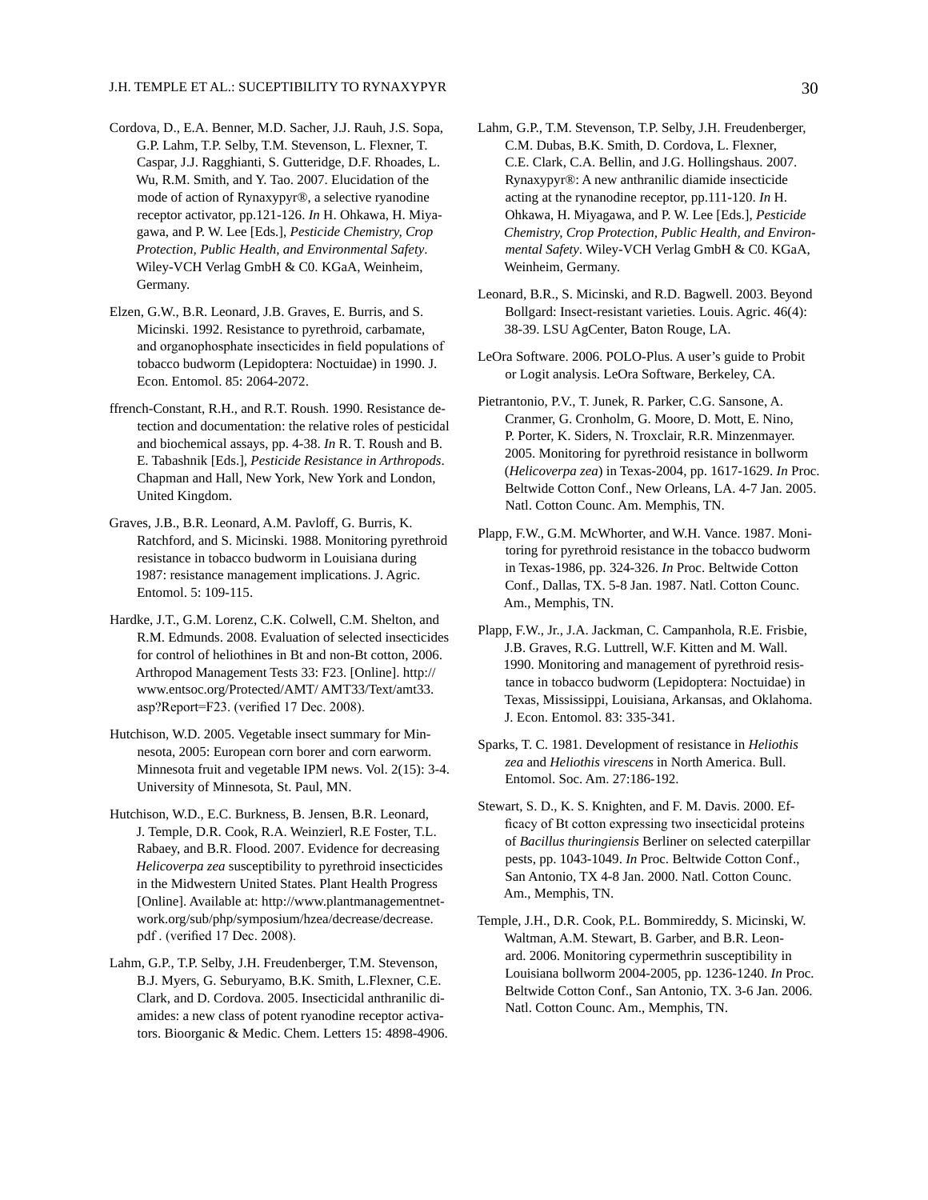Cordova, D., E.A. Benner, M.D. Sacher, J.J. Rauh, J.S. Sopa, G.P. Lahm, T.P. Selby, T.M. Stevenson, L. Flexner, T. Caspar, J.J. Ragghianti, S. Gutteridge, D.F. Rhoades, L. Wu, R.M. Smith, and Y. Tao. 2007. Elucidation of the mode of action of Rynaxypyr®, a selective ryanodine receptor activator, pp.121-126. *In* H. Ohkawa, H. Miyagawa, and P. W. Lee [Eds.], *Pesticide Chemistry, Crop Protection, Public Health, and Environmental Safety*. Wiley-VCH Verlag GmbH & C0. KGaA, Weinheim, Germany.

Elzen, G.W., B.R. Leonard, J.B. Graves, E. Burris, and S. Micinski. 1992. Resistance to pyrethroid, carbamate, and organophosphate insecticides in field populations of tobacco budworm (Lepidoptera: Noctuidae) in 1990. J. Econ. Entomol. 85: 2064-2072.

ffrench-Constant, R.H., and R.T. Roush. 1990. Resistance detection and documentation: the relative roles of pesticidal and biochemical assays, pp. 4-38. *In* R. T. Roush and B. E. Tabashnik [Eds.], *Pesticide Resistance in Arthropods*. Chapman and Hall, New York, New York and London, United Kingdom.

Graves, J.B., B.R. Leonard, A.M. Pavloff, G. Burris, K. Ratchford, and S. Micinski. 1988. Monitoring pyrethroid resistance in tobacco budworm in Louisiana during 1987: resistance management implications. J. Agric. Entomol. 5: 109-115.

Hardke, J.T., G.M. Lorenz, C.K. Colwell, C.M. Shelton, and R.M. Edmunds. 2008. Evaluation of selected insecticides for control of heliothines in Bt and non-Bt cotton, 2006. Arthropod Management Tests 33: F23. [Online]. http://www.entsoc.org/Protected/AMT/ AMT33/Text/amt33.asp?Report=F23. (verified 17 Dec. 2008).

Hutchison, W.D. 2005. Vegetable insect summary for Minnesota, 2005: European corn borer and corn earworm. Minnesota fruit and vegetable IPM news. Vol. 2(15): 3-4. University of Minnesota, St. Paul, MN.

Hutchison, W.D., E.C. Burkness, B. Jensen, B.R. Leonard, J. Temple, D.R. Cook, R.A. Weinzierl, R.E Foster, T.L. Rabaey, and B.R. Flood. 2007. Evidence for decreasing *Helicoverpa zea* susceptibility to pyrethroid insecticides in the Midwestern United States. Plant Health Progress [Online]. Available at: http://www.plantmanagementnetwork.org/sub/php/symposium/hzea/decrease/decrease.pdf . (verified 17 Dec. 2008).

Lahm, G.P., T.P. Selby, J.H. Freudenberger, T.M. Stevenson, B.J. Myers, G. Seburyamo, B.K. Smith, L.Flexner, C.E. Clark, and D. Cordova. 2005. Insecticidal anthranilic diamides: a new class of potent ryanodine receptor activators. Bioorganic & Medic. Chem. Letters 15: 4898-4906.

Lahm, G.P., T.M. Stevenson, T.P. Selby, J.H. Freudenberger, C.M. Dubas, B.K. Smith, D. Cordova, L. Flexner, C.E. Clark, C.A. Bellin, and J.G. Hollingshaus. 2007. Rynaxypyr®: A new anthranilic diamide insecticide acting at the rynanodine receptor, pp.111-120. *In* H. Ohkawa, H. Miyagawa, and P. W. Lee [Eds.], *Pesticide Chemistry, Crop Protection, Public Health, and Environmental Safety*. Wiley-VCH Verlag GmbH & C0. KGaA, Weinheim, Germany.

Leonard, B.R., S. Micinski, and R.D. Bagwell. 2003. Beyond Bollgard: Insect-resistant varieties. Louis. Agric. 46(4): 38-39. LSU AgCenter, Baton Rouge, LA.

LeOra Software. 2006. POLO-Plus. A user's guide to Probit or Logit analysis. LeOra Software, Berkeley, CA.

Pietrantonio, P.V., T. Junek, R. Parker, C.G. Sansone, A. Cranmer, G. Cronholm, G. Moore, D. Mott, E. Nino, P. Porter, K. Siders, N. Troxclair, R.R. Minzenmayer. 2005. Monitoring for pyrethroid resistance in bollworm (*Helicoverpa zea*) in Texas-2004, pp. 1617-1629. *In* Proc. Beltwide Cotton Conf., New Orleans, LA. 4-7 Jan. 2005. Natl. Cotton Counc. Am. Memphis, TN.

Plapp, F.W., G.M. McWhorter, and W.H. Vance. 1987. Monitoring for pyrethroid resistance in the tobacco budworm in Texas-1986, pp. 324-326. *In* Proc. Beltwide Cotton Conf., Dallas, TX. 5-8 Jan. 1987. Natl. Cotton Counc. Am., Memphis, TN.

Plapp, F.W., Jr., J.A. Jackman, C. Campanhola, R.E. Frisbie, J.B. Graves, R.G. Luttrell, W.F. Kitten and M. Wall. 1990. Monitoring and management of pyrethroid resistance in tobacco budworm (Lepidoptera: Noctuidae) in Texas, Mississippi, Louisiana, Arkansas, and Oklahoma. J. Econ. Entomol. 83: 335-341.

Sparks, T. C. 1981. Development of resistance in *Heliothis zea* and *Heliothis virescens* in North America. Bull. Entomol. Soc. Am. 27:186-192.

Stewart, S. D., K. S. Knighten, and F. M. Davis. 2000. Efficacy of Bt cotton expressing two insecticidal proteins of *Bacillus thuringiensis* Berliner on selected caterpillar pests, pp. 1043-1049. *In* Proc. Beltwide Cotton Conf., San Antonio, TX 4-8 Jan. 2000. Natl. Cotton Counc. Am., Memphis, TN.

Temple, J.H., D.R. Cook, P.L. Bommireddy, S. Micinski, W. Waltman, A.M. Stewart, B. Garber, and B.R. Leonard. 2006. Monitoring cypermethrin susceptibility in Louisiana bollworm 2004-2005, pp. 1236-1240. *In* Proc. Beltwide Cotton Conf., San Antonio, TX. 3-6 Jan. 2006. Natl. Cotton Counc. Am., Memphis, TN.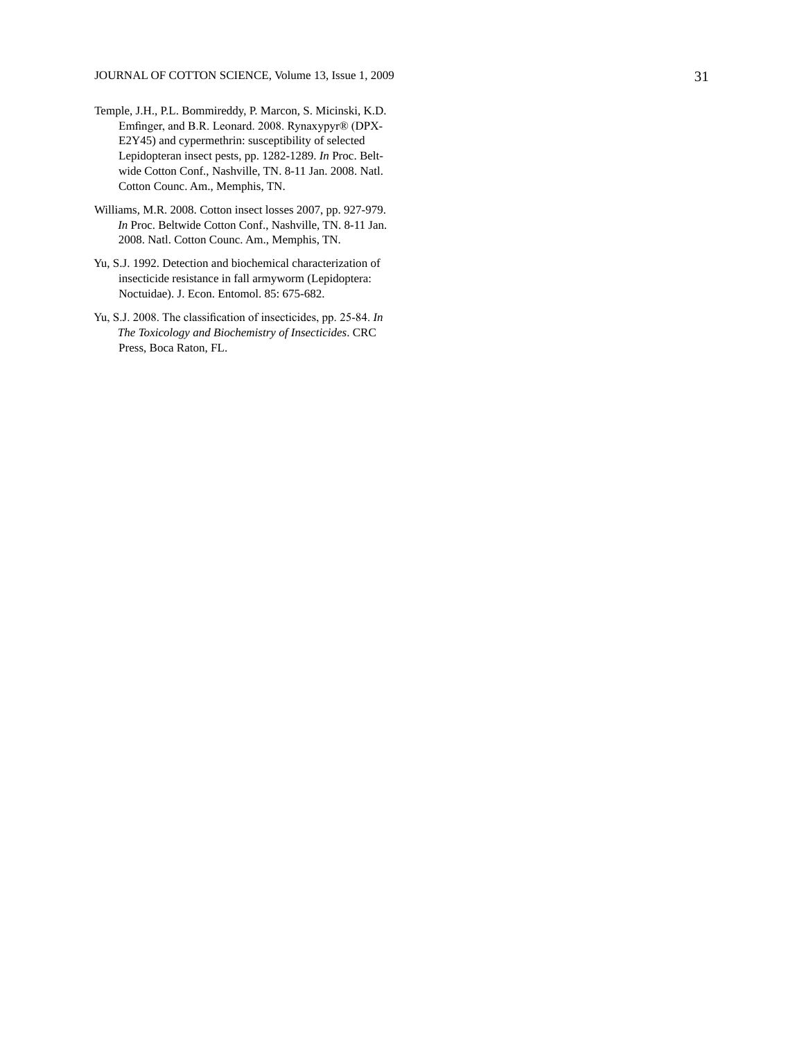Temple, J.H., P.L. Bommireddy, P. Marcon, S. Micinski, K.D. Emfinger, and B.R. Leonard. 2008. Rynaxypyr® (DPX-E2Y45) and cypermethrin: susceptibility of selected Lepidopteran insect pests, pp. 1282-1289. *In* Proc. Beltwide Cotton Conf., Nashville, TN. 8-11 Jan. 2008. Natl. Cotton Counc. Am., Memphis, TN.

Williams, M.R. 2008. Cotton insect losses 2007, pp. 927-979. *In* Proc. Beltwide Cotton Conf., Nashville, TN. 8-11 Jan. 2008. Natl. Cotton Counc. Am., Memphis, TN.

Yu, S.J. 1992. Detection and biochemical characterization of insecticide resistance in fall armyworm (Lepidoptera: Noctuidae). J. Econ. Entomol. 85: 675-682.

Yu, S.J. 2008. The classification of insecticides, pp. 25-84. *In The Toxicology and Biochemistry of Insecticides*. CRC Press, Boca Raton, FL.